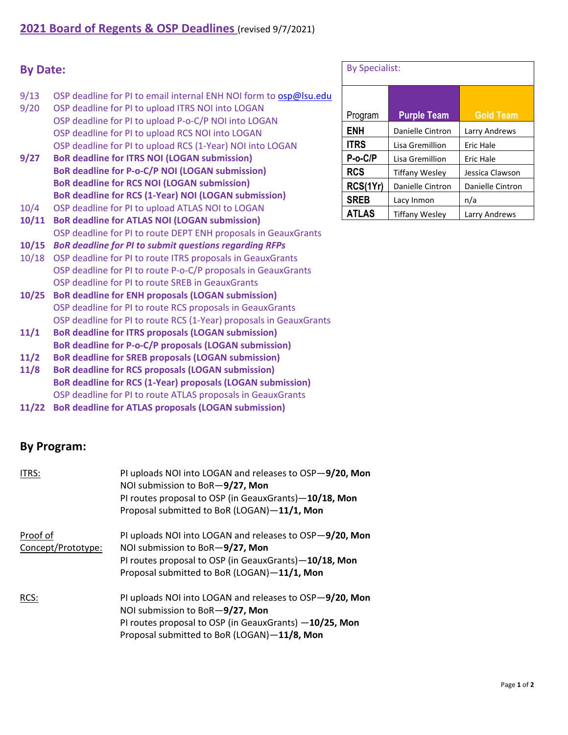# 2021 Board of Regents & OSP Deadlines (revised 9/7/2021)

## By Date:

9/13 OSP deadline for PI to email internal ENH NOI form to osp@lsu.edu

9/20 OSP deadline for PI to upload ITRS NOI into LOGAN
OSP deadline for PI to upload P-o-C/P NOI into LOGAN
OSP deadline for PI to upload RCS NOI into LOGAN
OSP deadline for PI to upload RCS (1-Year) NOI into LOGAN

**9/27 BoR deadline for ITRS NOI (LOGAN submission)**
**BoR deadline for P-o-C/P NOI (LOGAN submission)**
**BoR deadline for RCS NOI (LOGAN submission)**
**BoR deadline for RCS (1-Year) NOI (LOGAN submission)**

10/4 OSP deadline for PI to upload ATLAS NOI to LOGAN

**10/11 BoR deadline for ATLAS NOI (LOGAN submission)**
OSP deadline for PI to route DEPT ENH proposals in GeauxGrants

**10/15 *BoR deadline for PI to submit questions regarding RFPs***

10/18 OSP deadline for PI to route ITRS proposals in GeauxGrants
OSP deadline for PI to route P-o-C/P proposals in GeauxGrants
OSP deadline for PI to route SREB in GeauxGrants

**10/25 BoR deadline for ENH proposals (LOGAN submission)**
OSP deadline for PI to route RCS proposals in GeauxGrants
OSP deadline for PI to route RCS (1-Year) proposals in GeauxGrants

**11/1 BoR deadline for ITRS proposals (LOGAN submission)**
**BoR deadline for P-o-C/P proposals (LOGAN submission)**

**11/2 BoR deadline for SREB proposals (LOGAN submission)**

**11/8 BoR deadline for RCS proposals (LOGAN submission)**
**BoR deadline for RCS (1-Year) proposals (LOGAN submission)**
OSP deadline for PI to route ATLAS proposals in GeauxGrants

**11/22 BoR deadline for ATLAS proposals (LOGAN submission)**

### By Specialist:

| Program | Purple Team | Gold Team |
|---|---|---|
| **ENH** | Danielle Cintron | Larry Andrews |
| **ITRS** | Lisa Gremillion | Eric Hale |
| **P-o-C/P** | Lisa Gremillion | Eric Hale |
| **RCS** | Tiffany Wesley | Jessica Clawson |
| **RCS(1Yr)** | Danielle Cintron | Danielle Cintron |
| **SREB** | Lacy Inmon | n/a |
| **ATLAS** | Tiffany Wesley | Larry Andrews |

## By Program:

ITRS:
PI uploads NOI into LOGAN and releases to OSP—**9/20, Mon**
NOI submission to BoR—**9/27, Mon**
PI routes proposal to OSP (in GeauxGrants)—**10/18, Mon**
Proposal submitted to BoR (LOGAN)—**11/1, Mon**

Proof of Concept/Prototype:
PI uploads NOI into LOGAN and releases to OSP—**9/20, Mon**
NOI submission to BoR—**9/27, Mon**
PI routes proposal to OSP (in GeauxGrants)—**10/18, Mon**
Proposal submitted to BoR (LOGAN)—**11/1, Mon**

RCS:
PI uploads NOI into LOGAN and releases to OSP—**9/20, Mon**
NOI submission to BoR—**9/27, Mon**
PI routes proposal to OSP (in GeauxGrants) —**10/25, Mon**
Proposal submitted to BoR (LOGAN)—**11/8, Mon**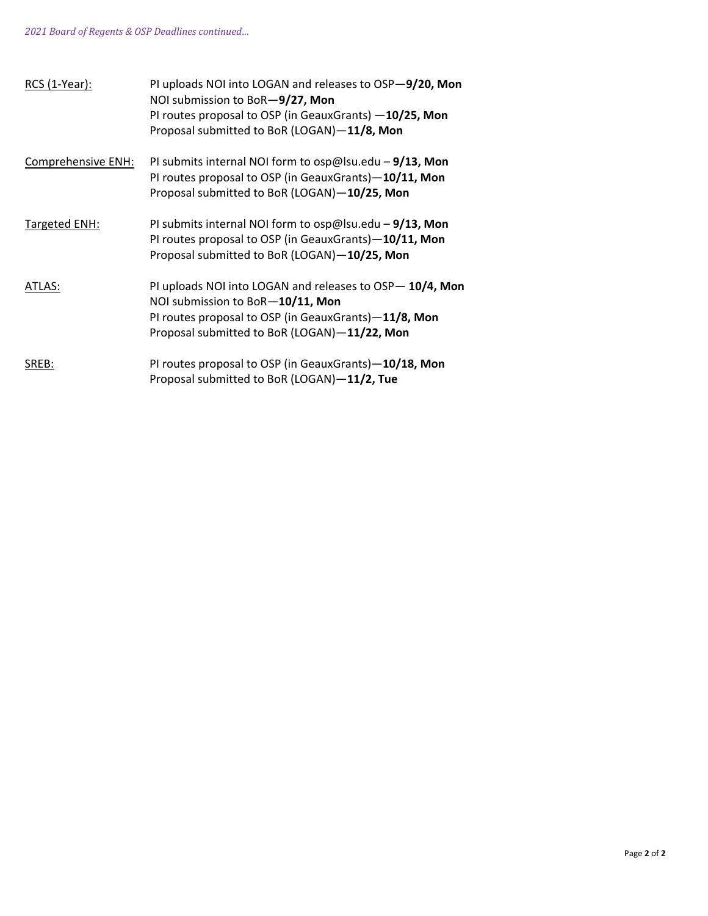*2021 Board of Regents & OSP Deadlines continued…*

| | |
|---|---|
| <u>RCS (1-Year):</u> | PI uploads NOI into LOGAN and releases to OSP—**9/20, Mon**<br>NOI submission to BoR—**9/27, Mon**<br>PI routes proposal to OSP (in GeauxGrants) —**10/25, Mon**<br>Proposal submitted to BoR (LOGAN)—**11/8, Mon** |
| <u>Comprehensive ENH:</u> | PI submits internal NOI form to osp@lsu.edu – **9/13, Mon**<br>PI routes proposal to OSP (in GeauxGrants)—**10/11, Mon**<br>Proposal submitted to BoR (LOGAN)—**10/25, Mon** |
| <u>Targeted ENH:</u> | PI submits internal NOI form to osp@lsu.edu – **9/13, Mon**<br>PI routes proposal to OSP (in GeauxGrants)—**10/11, Mon**<br>Proposal submitted to BoR (LOGAN)—**10/25, Mon** |
| <u>ATLAS:</u> | PI uploads NOI into LOGAN and releases to OSP— **10/4, Mon**<br>NOI submission to BoR—**10/11, Mon**<br>PI routes proposal to OSP (in GeauxGrants)—**11/8, Mon**<br>Proposal submitted to BoR (LOGAN)—**11/22, Mon** |
| <u>SREB:</u> | PI routes proposal to OSP (in GeauxGrants)—**10/18, Mon**<br>Proposal submitted to BoR (LOGAN)—**11/2, Tue** |